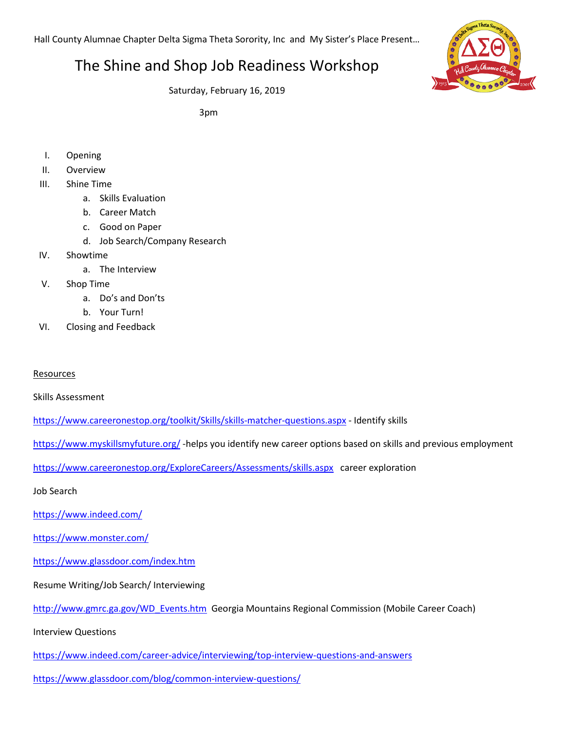Hall County Alumnae Chapter Delta Sigma Theta Sorority, Inc and My Sister's Place Present…

# The Shine and Shop Job Readiness Workshop

Saturday, February 16, 2019

3pm

I. Opening
II. Overview
III. Shine Time
   a. Skills Evaluation
   b. Career Match
   c. Good on Paper
   d. Job Search/Company Research
IV. Showtime
   a. The Interview
V. Shop Time
   a. Do's and Don'ts
   b. Your Turn!
VI. Closing and Feedback

Resources

Skills Assessment

https://www.careeronestop.org/toolkit/Skills/skills-matcher-questions.aspx - Identify skills

https://www.myskillsmyfuture.org/ -helps you identify new career options based on skills and previous employment

https://www.careeronestop.org/ExploreCareers/Assessments/skills.aspx career exploration

Job Search

https://www.indeed.com/

https://www.monster.com/

https://www.glassdoor.com/index.htm

Resume Writing/Job Search/ Interviewing

http://www.gmrc.ga.gov/WD_Events.htm Georgia Mountains Regional Commission (Mobile Career Coach)

Interview Questions

https://www.indeed.com/career-advice/interviewing/top-interview-questions-and-answers

https://www.glassdoor.com/blog/common-interview-questions/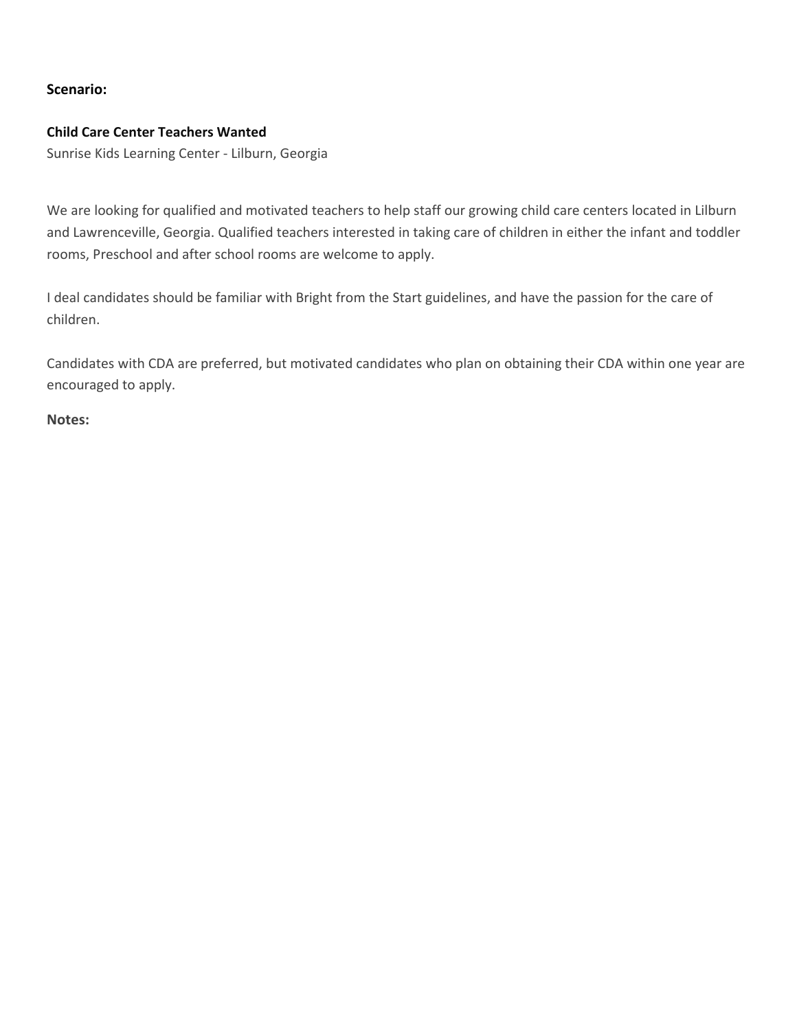**Scenario:**

**Child Care Center Teachers Wanted**

Sunrise Kids Learning Center - Lilburn, Georgia

We are looking for qualified and motivated teachers to help staff our growing child care centers located in Lilburn and Lawrenceville, Georgia. Qualified teachers interested in taking care of children in either the infant and toddler rooms, Preschool and after school rooms are welcome to apply.

I deal candidates should be familiar with Bright from the Start guidelines, and have the passion for the care of children.

Candidates with CDA are preferred, but motivated candidates who plan on obtaining their CDA within one year are encouraged to apply.

**Notes:**